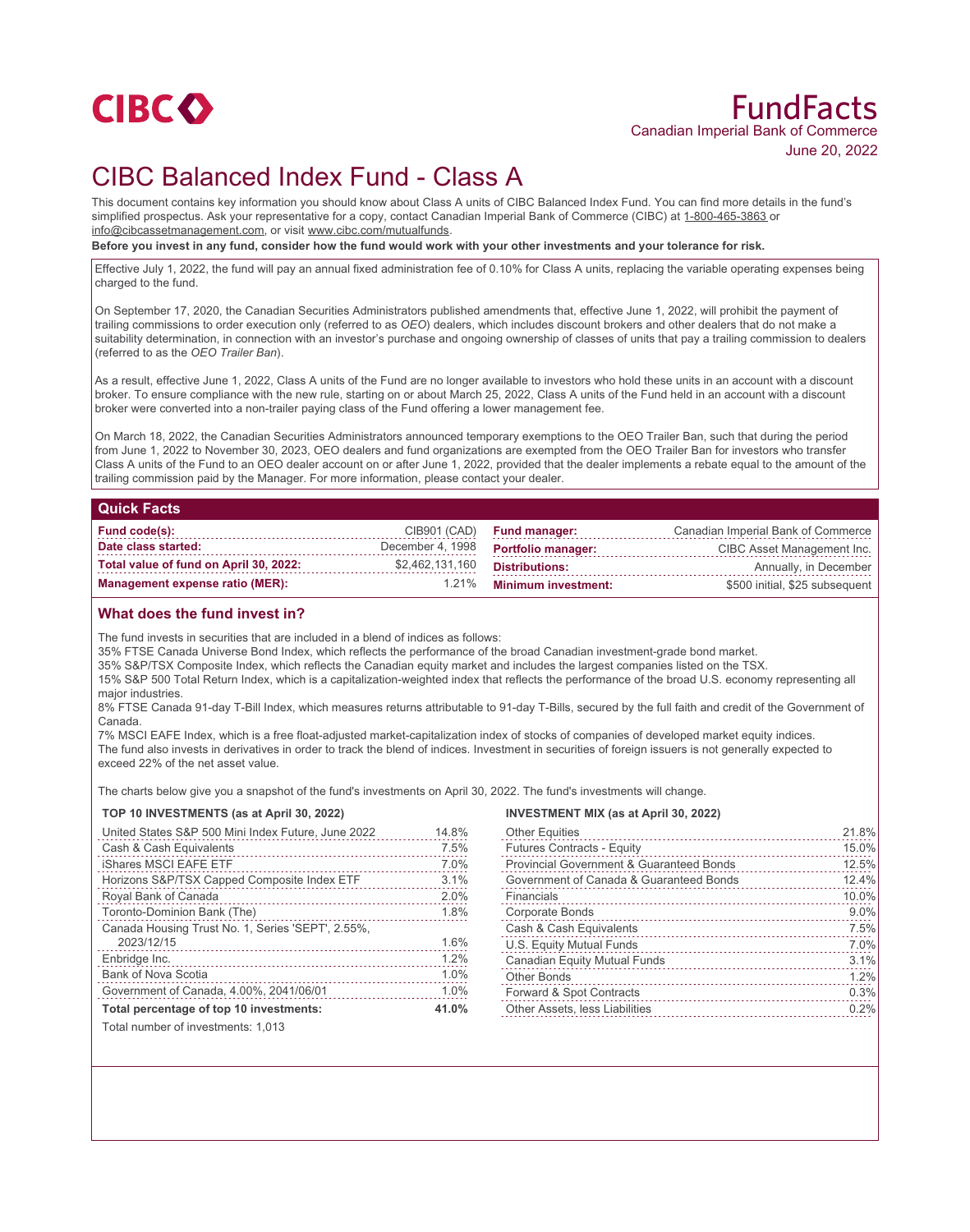CIBC

# FundFacts

Canadian Imperial Bank of Commerce

June 20, 2022

# CIBC Balanced Index Fund - Class A

This document contains key information you should know about Class A units of CIBC Balanced Index Fund. You can find more details in the fund's simplified prospectus. Ask your representative for a copy, contact Canadian Imperial Bank of Commerce (CIBC) at 1-800-465-3863 or info@cibcassetmanagement.com, or visit www.cibc.com/mutualfunds.

**Before you invest in any fund, consider how the fund would work with your other investments and your tolerance for risk.**

Effective July 1, 2022, the fund will pay an annual fixed administration fee of 0.10% for Class A units, replacing the variable operating expenses being charged to the fund.

On September 17, 2020, the Canadian Securities Administrators published amendments that, effective June 1, 2022, will prohibit the payment of trailing commissions to order execution only (referred to as *OEO*) dealers, which includes discount brokers and other dealers that do not make a suitability determination, in connection with an investor's purchase and ongoing ownership of classes of units that pay a trailing commission to dealers (referred to as the *OEO Trailer Ban*).

As a result, effective June 1, 2022, Class A units of the Fund are no longer available to investors who hold these units in an account with a discount broker. To ensure compliance with the new rule, starting on or about March 25, 2022, Class A units of the Fund held in an account with a discount broker were converted into a non-trailer paying class of the Fund offering a lower management fee.

On March 18, 2022, the Canadian Securities Administrators announced temporary exemptions to the OEO Trailer Ban, such that during the period from June 1, 2022 to November 30, 2023, OEO dealers and fund organizations are exempted from the OEO Trailer Ban for investors who transfer Class A units of the Fund to an OEO dealer account on or after June 1, 2022, provided that the dealer implements a rebate equal to the amount of the trailing commission paid by the Manager. For more information, please contact your dealer.

## Quick Facts

| | | | |
|---|---|---|---|
| **Fund code(s):** | CIB901 (CAD) | **Fund manager:** | Canadian Imperial Bank of Commerce |
| **Date class started:** | December 4, 1998 | **Portfolio manager:** | CIBC Asset Management Inc. |
| **Total value of fund on April 30, 2022:** | $2,462,131,160 | **Distributions:** | Annually, in December |
| **Management expense ratio (MER):** | 1.21% | **Minimum investment:** | $500 initial, $25 subsequent |

## What does the fund invest in?

The fund invests in securities that are included in a blend of indices as follows:
35% FTSE Canada Universe Bond Index, which reflects the performance of the broad Canadian investment-grade bond market.
35% S&P/TSX Composite Index, which reflects the Canadian equity market and includes the largest companies listed on the TSX.
15% S&P 500 Total Return Index, which is a capitalization-weighted index that reflects the performance of the broad U.S. economy representing all major industries.
8% FTSE Canada 91-day T-Bill Index, which measures returns attributable to 91-day T-Bills, secured by the full faith and credit of the Government of Canada.
7% MSCI EAFE Index, which is a free float-adjusted market-capitalization index of stocks of companies of developed market equity indices.
The fund also invests in derivatives in order to track the blend of indices. Investment in securities of foreign issuers is not generally expected to exceed 22% of the net asset value.

The charts below give you a snapshot of the fund's investments on April 30, 2022. The fund's investments will change.

**TOP 10 INVESTMENTS (as at April 30, 2022)**

| | |
|---|---|
| United States S&P 500 Mini Index Future, June 2022 | 14.8% |
| Cash & Cash Equivalents | 7.5% |
| iShares MSCI EAFE ETF | 7.0% |
| Horizons S&P/TSX Capped Composite Index ETF | 3.1% |
| Royal Bank of Canada | 2.0% |
| Toronto-Dominion Bank (The) | 1.8% |
| Canada Housing Trust No. 1, Series 'SEPT', 2.55%, 2023/12/15 | 1.6% |
| Enbridge Inc. | 1.2% |
| Bank of Nova Scotia | 1.0% |
| Government of Canada, 4.00%, 2041/06/01 | 1.0% |
| **Total percentage of top 10 investments:** | **41.0%** |

Total number of investments: 1,013

**INVESTMENT MIX (as at April 30, 2022)**

| | |
|---|---|
| Other Equities | 21.8% |
| Futures Contracts - Equity | 15.0% |
| Provincial Government & Guaranteed Bonds | 12.5% |
| Government of Canada & Guaranteed Bonds | 12.4% |
| Financials | 10.0% |
| Corporate Bonds | 9.0% |
| Cash & Cash Equivalents | 7.5% |
| U.S. Equity Mutual Funds | 7.0% |
| Canadian Equity Mutual Funds | 3.1% |
| Other Bonds | 1.2% |
| Forward & Spot Contracts | 0.3% |
| Other Assets, less Liabilities | 0.2% |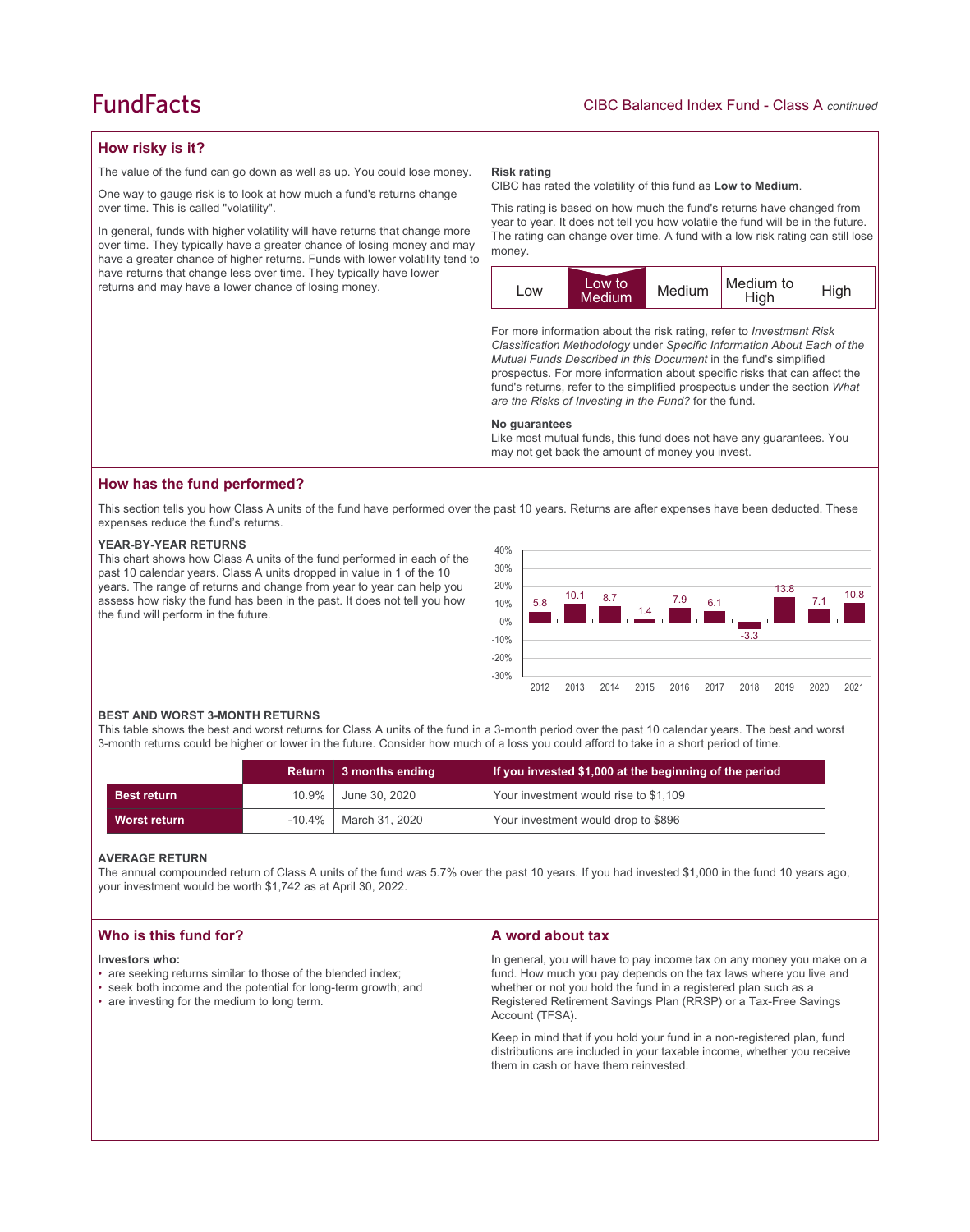## How risky is it?

The value of the fund can go down as well as up. You could lose money.

One way to gauge risk is to look at how much a fund's returns change over time. This is called "volatility".

In general, funds with higher volatility will have returns that change more over time. They typically have a greater chance of losing money and may have a greater chance of higher returns. Funds with lower volatility tend to have returns that change less over time. They typically have lower returns and may have a lower chance of losing money.

**Risk rating**

CIBC has rated the volatility of this fund as **Low to Medium**.

This rating is based on how much the fund's returns have changed from year to year. It does not tell you how volatile the fund will be in the future. The rating can change over time. A fund with a low risk rating can still lose money.

| Low | **Low to Medium** | Medium | Medium to High | High |
|---|---|---|---|---|

For more information about the risk rating, refer to *Investment Risk Classification Methodology* under *Specific Information About Each of the Mutual Funds Described in this Document* in the fund's simplified prospectus. For more information about specific risks that can affect the fund's returns, refer to the simplified prospectus under the section *What are the Risks of Investing in the Fund?* for the fund.

**No guarantees**

Like most mutual funds, this fund does not have any guarantees. You may not get back the amount of money you invest.

## How has the fund performed?

This section tells you how Class A units of the fund have performed over the past 10 years. Returns are after expenses have been deducted. These expenses reduce the fund's returns.

### YEAR-BY-YEAR RETURNS

This chart shows how Class A units of the fund performed in each of the past 10 calendar years. Class A units dropped in value in 1 of the 10 years. The range of returns and change from year to year can help you assess how risky the fund has been in the past. It does not tell you how the fund will perform in the future.

| Year | 2012 | 2013 | 2014 | 2015 | 2016 | 2017 | 2018 | 2019 | 2020 | 2021 |
|---|---|---|---|---|---|---|---|---|---|---|
| Return (%) | 5.8 | 10.1 | 8.7 | 1.4 | 7.9 | 6.1 | -3.3 | 13.8 | 7.1 | 10.8 |

### BEST AND WORST 3-MONTH RETURNS

This table shows the best and worst returns for Class A units of the fund in a 3-month period over the past 10 calendar years. The best and worst 3-month returns could be higher or lower in the future. Consider how much of a loss you could afford to take in a short period of time.

| | Return | 3 months ending | If you invested $1,000 at the beginning of the period |
|---|---|---|---|
| **Best return** | 10.9% | June 30, 2020 | Your investment would rise to $1,109 |
| **Worst return** | -10.4% | March 31, 2020 | Your investment would drop to $896 |

### AVERAGE RETURN

The annual compounded return of Class A units of the fund was 5.7% over the past 10 years. If you had invested $1,000 in the fund 10 years ago, your investment would be worth $1,742 as at April 30, 2022.

## Who is this fund for?

**Investors who:**

- are seeking returns similar to those of the blended index;
- seek both income and the potential for long-term growth; and
- are investing for the medium to long term.

## A word about tax

In general, you will have to pay income tax on any money you make on a fund. How much you pay depends on the tax laws where you live and whether or not you hold the fund in a registered plan such as a Registered Retirement Savings Plan (RRSP) or a Tax-Free Savings Account (TFSA).

Keep in mind that if you hold your fund in a non-registered plan, fund distributions are included in your taxable income, whether you receive them in cash or have them reinvested.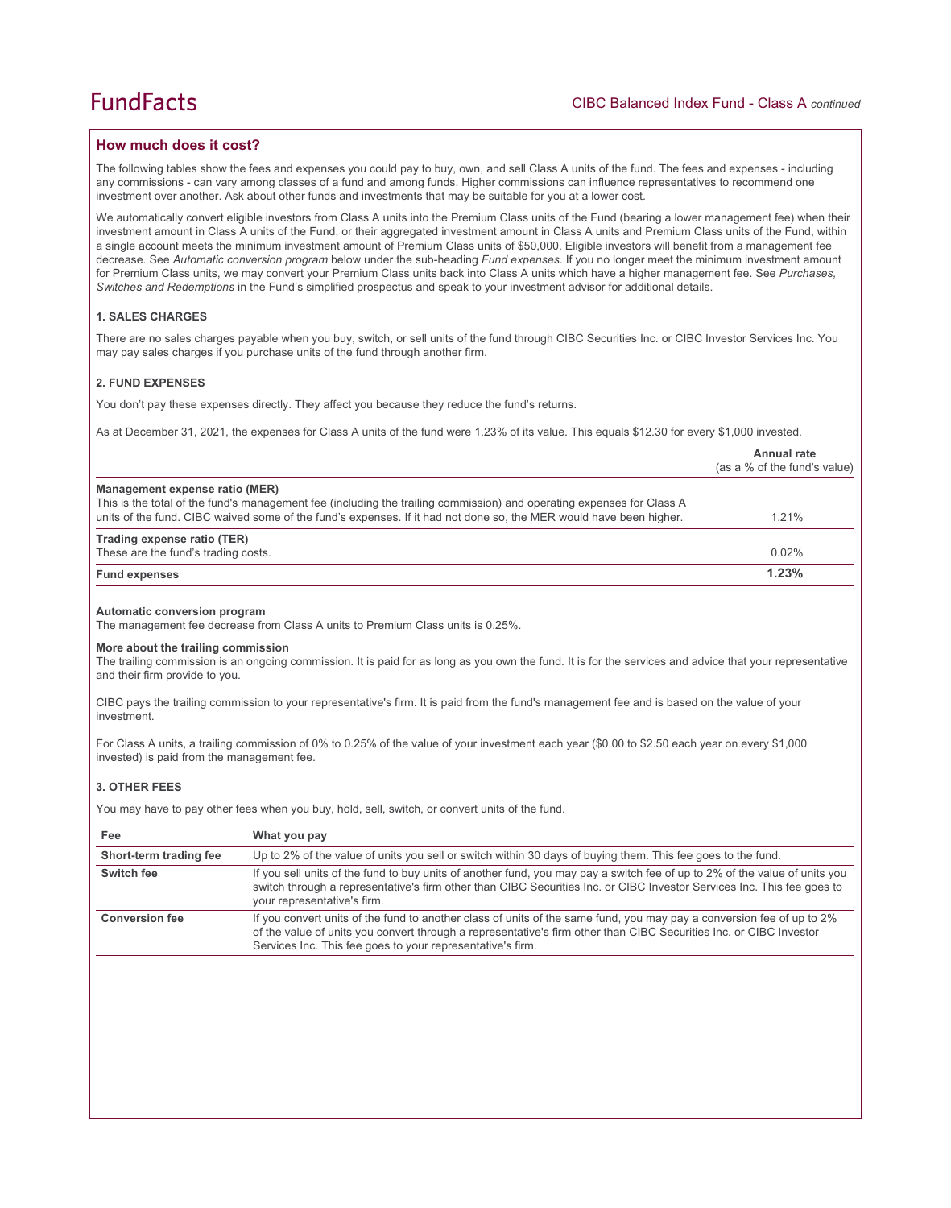## How much does it cost?

The following tables show the fees and expenses you could pay to buy, own, and sell Class A units of the fund. The fees and expenses - including any commissions - can vary among classes of a fund and among funds. Higher commissions can influence representatives to recommend one investment over another. Ask about other funds and investments that may be suitable for you at a lower cost.

We automatically convert eligible investors from Class A units into the Premium Class units of the Fund (bearing a lower management fee) when their investment amount in Class A units of the Fund, or their aggregated investment amount in Class A units and Premium Class units of the Fund, within a single account meets the minimum investment amount of Premium Class units of $50,000. Eligible investors will benefit from a management fee decrease. See *Automatic conversion program* below under the sub-heading *Fund expenses*. If you no longer meet the minimum investment amount for Premium Class units, we may convert your Premium Class units back into Class A units which have a higher management fee. See *Purchases, Switches and Redemptions* in the Fund's simplified prospectus and speak to your investment advisor for additional details.

### 1. SALES CHARGES

There are no sales charges payable when you buy, switch, or sell units of the fund through CIBC Securities Inc. or CIBC Investor Services Inc. You may pay sales charges if you purchase units of the fund through another firm.

### 2. FUND EXPENSES

You don't pay these expenses directly. They affect you because they reduce the fund's returns.

As at December 31, 2021, the expenses for Class A units of the fund were 1.23% of its value. This equals $12.30 for every $1,000 invested.

| | **Annual rate** (as a % of the fund's value) |
|---|---|
| **Management expense ratio (MER)**<br>This is the total of the fund's management fee (including the trailing commission) and operating expenses for Class A units of the fund. CIBC waived some of the fund's expenses. If it had not done so, the MER would have been higher. | 1.21% |
| **Trading expense ratio (TER)**<br>These are the fund's trading costs. | 0.02% |
| **Fund expenses** | **1.23%** |

**Automatic conversion program**
The management fee decrease from Class A units to Premium Class units is 0.25%.

**More about the trailing commission**
The trailing commission is an ongoing commission. It is paid for as long as you own the fund. It is for the services and advice that your representative and their firm provide to you.

CIBC pays the trailing commission to your representative's firm. It is paid from the fund's management fee and is based on the value of your investment.

For Class A units, a trailing commission of 0% to 0.25% of the value of your investment each year ($0.00 to $2.50 each year on every $1,000 invested) is paid from the management fee.

### 3. OTHER FEES

You may have to pay other fees when you buy, hold, sell, switch, or convert units of the fund.

| Fee | What you pay |
|---|---|
| **Short-term trading fee** | Up to 2% of the value of units you sell or switch within 30 days of buying them. This fee goes to the fund. |
| **Switch fee** | If you sell units of the fund to buy units of another fund, you may pay a switch fee of up to 2% of the value of units you switch through a representative's firm other than CIBC Securities Inc. or CIBC Investor Services Inc. This fee goes to your representative's firm. |
| **Conversion fee** | If you convert units of the fund to another class of units of the same fund, you may pay a conversion fee of up to 2% of the value of units you convert through a representative's firm other than CIBC Securities Inc. or CIBC Investor Services Inc. This fee goes to your representative's firm. |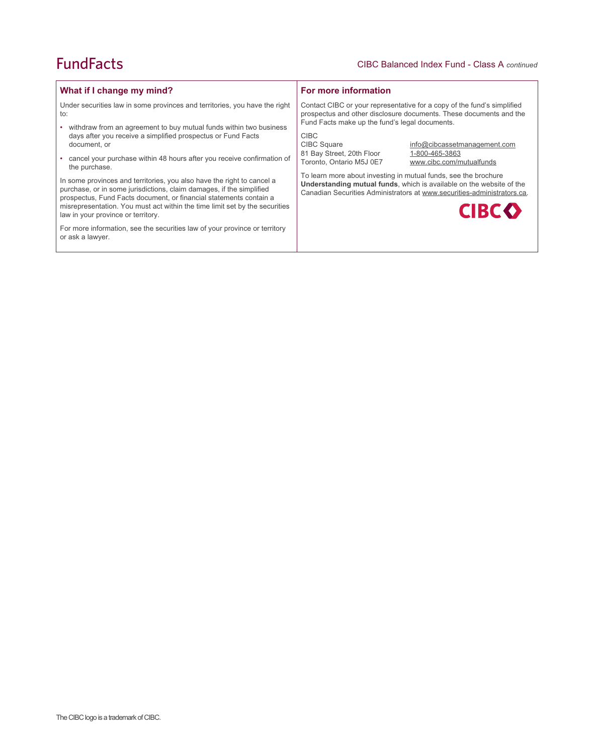## What if I change my mind?

Under securities law in some provinces and territories, you have the right to:

- withdraw from an agreement to buy mutual funds within two business days after you receive a simplified prospectus or Fund Facts document, or
- cancel your purchase within 48 hours after you receive confirmation of the purchase.

In some provinces and territories, you also have the right to cancel a purchase, or in some jurisdictions, claim damages, if the simplified prospectus, Fund Facts document, or financial statements contain a misrepresentation. You must act within the time limit set by the securities law in your province or territory.

For more information, see the securities law of your province or territory or ask a lawyer.

## For more information

Contact CIBC or your representative for a copy of the fund's simplified prospectus and other disclosure documents. These documents and the Fund Facts make up the fund's legal documents.

CIBC
CIBC Square
81 Bay Street, 20th Floor
Toronto, Ontario M5J 0E7

info@cibcassetmanagement.com
1-800-465-3863
www.cibc.com/mutualfunds

To learn more about investing in mutual funds, see the brochure **Understanding mutual funds**, which is available on the website of the Canadian Securities Administrators at www.securities-administrators.ca.

CIBC

The CIBC logo is a trademark of CIBC.